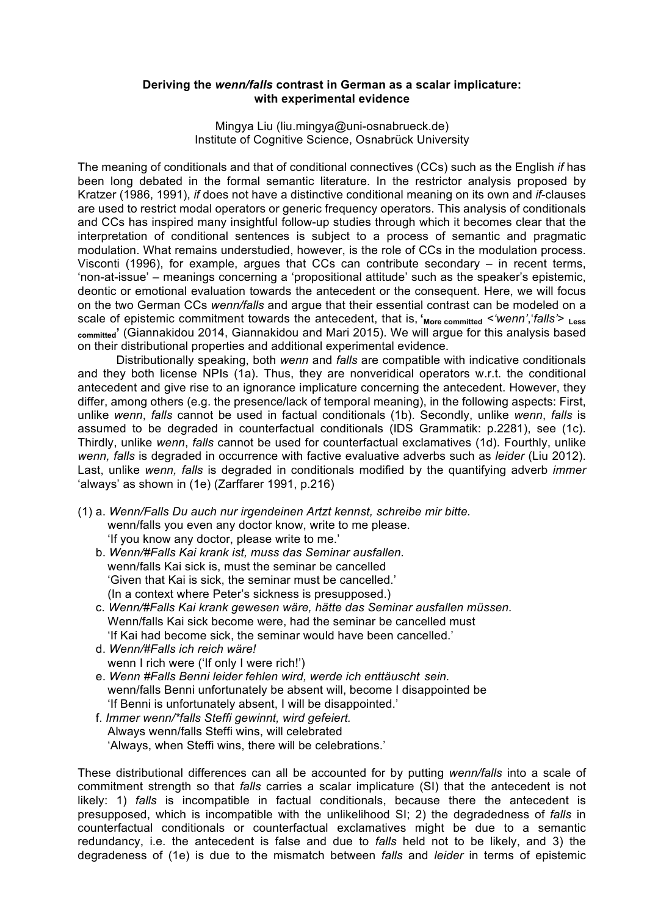**Deriving the *wenn/falls* contrast in German as a scalar implicature: with experimental evidence**

Mingya Liu (liu.mingya@uni-osnabrueck.de)
Institute of Cognitive Science, Osnabrück University

The meaning of conditionals and that of conditional connectives (CCs) such as the English *if* has been long debated in the formal semantic literature. In the restrictor analysis proposed by Kratzer (1986, 1991), *if* does not have a distinctive conditional meaning on its own and *if*-clauses are used to restrict modal operators or generic frequency operators. This analysis of conditionals and CCs has inspired many insightful follow-up studies through which it becomes clear that the interpretation of conditional sentences is subject to a process of semantic and pragmatic modulation. What remains understudied, however, is the role of CCs in the modulation process. Visconti (1996), for example, argues that CCs can contribute secondary – in recent terms, 'non-at-issue' – meanings concerning a 'propositional attitude' such as the speaker's epistemic, deontic or emotional evaluation towards the antecedent or the consequent. Here, we will focus on the two German CCs *wenn/falls* and argue that their essential contrast can be modeled on a scale of epistemic commitment towards the antecedent, that is, **'**$_{\text{More committed}}$ <'*wenn*','*falls*'> $_{\text{Less committed}}$**'** (Giannakidou 2014, Giannakidou and Mari 2015). We will argue for this analysis based on their distributional properties and additional experimental evidence.

Distributionally speaking, both *wenn* and *falls* are compatible with indicative conditionals and they both license NPIs (1a). Thus, they are nonveridical operators w.r.t. the conditional antecedent and give rise to an ignorance implicature concerning the antecedent. However, they differ, among others (e.g. the presence/lack of temporal meaning), in the following aspects: First, unlike *wenn*, *falls* cannot be used in factual conditionals (1b). Secondly, unlike *wenn*, *falls* is assumed to be degraded in counterfactual conditionals (IDS Grammatik: p.2281), see (1c). Thirdly, unlike *wenn*, *falls* cannot be used for counterfactual exclamatives (1d). Fourthly, unlike *wenn, falls* is degraded in occurrence with factive evaluative adverbs such as *leider* (Liu 2012). Last, unlike *wenn, falls* is degraded in conditionals modified by the quantifying adverb *immer* 'always' as shown in (1e) (Zarffarer 1991, p.216)

(1) a. *Wenn/Falls Du auch nur irgendeinen Artzt kennst, schreibe mir bitte.*
wenn/falls you even any doctor know, write to me please.
'If you know any doctor, please write to me.'
b. *Wenn/#Falls Kai krank ist, muss das Seminar ausfallen.*
wenn/falls Kai sick is, must the seminar be cancelled
'Given that Kai is sick, the seminar must be cancelled.'
(In a context where Peter's sickness is presupposed.)
c. *Wenn/#Falls Kai krank gewesen wäre, hätte das Seminar ausfallen müssen.*
Wenn/falls Kai sick become were, had the seminar be cancelled must
'If Kai had become sick, the seminar would have been cancelled.'
d. *Wenn/#Falls ich reich wäre!*
wenn I rich were ('If only I were rich!')
e. *Wenn #Falls Benni leider fehlen wird, werde ich enttäuscht sein.*
wenn/falls Benni unfortunately be absent will, become I disappointed be
'If Benni is unfortunately absent, I will be disappointed.'
f. *Immer wenn/\*falls Steffi gewinnt, wird gefeiert.*
Always wenn/falls Steffi wins, will celebrated
'Always, when Steffi wins, there will be celebrations.'

These distributional differences can all be accounted for by putting *wenn/falls* into a scale of commitment strength so that *falls* carries a scalar implicature (SI) that the antecedent is not likely: 1) *falls* is incompatible in factual conditionals, because there the antecedent is presupposed, which is incompatible with the unlikelihood SI; 2) the degradedness of *falls* in counterfactual conditionals or counterfactual exclamatives might be due to a semantic redundancy, i.e. the antecedent is false and due to *falls* held not to be likely, and 3) the degradeness of (1e) is due to the mismatch between *falls* and *leider* in terms of epistemic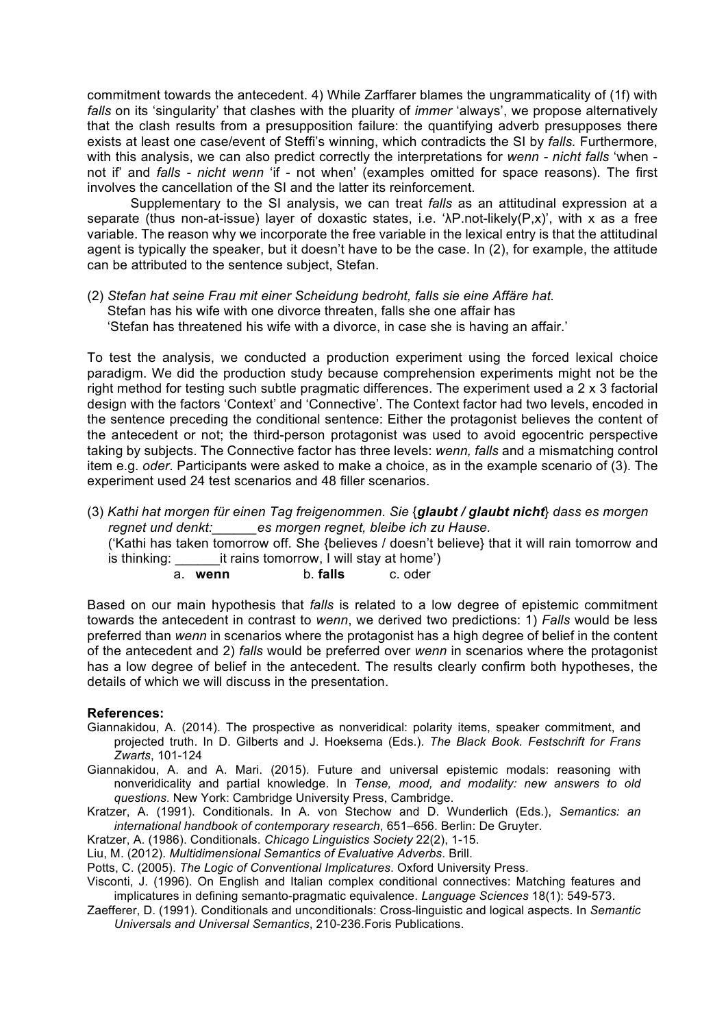commitment towards the antecedent. 4) While Zarffarer blames the ungrammaticality of (1f) with *falls* on its 'singularity' that clashes with the pluarity of *immer* 'always', we propose alternatively that the clash results from a presupposition failure: the quantifying adverb presupposes there exists at least one case/event of Steffi's winning, which contradicts the SI by *falls*. Furthermore, with this analysis, we can also predict correctly the interpretations for *wenn - nicht falls* 'when - not if' and *falls - nicht wenn* 'if - not when' (examples omitted for space reasons). The first involves the cancellation of the SI and the latter its reinforcement.

Supplementary to the SI analysis, we can treat *falls* as an attitudinal expression at a separate (thus non-at-issue) layer of doxastic states, i.e. 'λP.not-likely(P,x)', with x as a free variable. The reason why we incorporate the free variable in the lexical entry is that the attitudinal agent is typically the speaker, but it doesn't have to be the case. In (2), for example, the attitude can be attributed to the sentence subject, Stefan.

(2) *Stefan hat seine Frau mit einer Scheidung bedroht, falls sie eine Affäre hat.*
Stefan has his wife with one divorce threaten, falls she one affair has
'Stefan has threatened his wife with a divorce, in case she is having an affair.'

To test the analysis, we conducted a production experiment using the forced lexical choice paradigm. We did the production study because comprehension experiments might not be the right method for testing such subtle pragmatic differences. The experiment used a 2 x 3 factorial design with the factors 'Context' and 'Connective'. The Context factor had two levels, encoded in the sentence preceding the conditional sentence: Either the protagonist believes the content of the antecedent or not; the third-person protagonist was used to avoid egocentric perspective taking by subjects. The Connective factor has three levels: *wenn, falls* and a mismatching control item e.g. *oder*. Participants were asked to make a choice, as in the example scenario of (3). The experiment used 24 test scenarios and 48 filler scenarios.

(3) *Kathi hat morgen für einen Tag freigenommen. Sie* {***glaubt / glaubt nicht***} *dass es morgen regnet und denkt:______es morgen regnet, bleibe ich zu Hause.*
('Kathi has taken tomorrow off. She {believes / doesn't believe} that it will rain tomorrow and is thinking: ______it rains tomorrow, I will stay at home')
a. **wenn** b. **falls** c. oder

Based on our main hypothesis that *falls* is related to a low degree of epistemic commitment towards the antecedent in contrast to *wenn*, we derived two predictions: 1) *Falls* would be less preferred than *wenn* in scenarios where the protagonist has a high degree of belief in the content of the antecedent and 2) *falls* would be preferred over *wenn* in scenarios where the protagonist has a low degree of belief in the antecedent. The results clearly confirm both hypotheses, the details of which we will discuss in the presentation.

**References:**

Giannakidou, A. (2014). The prospective as nonveridical: polarity items, speaker commitment, and projected truth. In D. Gilberts and J. Hoeksema (Eds.). *The Black Book. Festschrift for Frans Zwarts*, 101-124

Giannakidou, A. and A. Mari. (2015). Future and universal epistemic modals: reasoning with nonveridicality and partial knowledge. In *Tense, mood, and modality: new answers to old questions.* New York: Cambridge University Press, Cambridge.

Kratzer, A. (1991). Conditionals. In A. von Stechow and D. Wunderlich (Eds.), *Semantics: an international handbook of contemporary research*, 651–656. Berlin: De Gruyter.

Kratzer, A. (1986). Conditionals. *Chicago Linguistics Society* 22(2), 1-15.

Liu, M. (2012). *Multidimensional Semantics of Evaluative Adverbs*. Brill.

Potts, C. (2005). *The Logic of Conventional Implicatures*. Oxford University Press.

Visconti, J. (1996). On English and Italian complex conditional connectives: Matching features and implicatures in defining semanto-pragmatic equivalence. *Language Sciences* 18(1): 549-573.

Zaefferer, D. (1991). Conditionals and unconditionals: Cross-linguistic and logical aspects. In *Semantic Universals and Universal Semantics*, 210-236.Foris Publications.